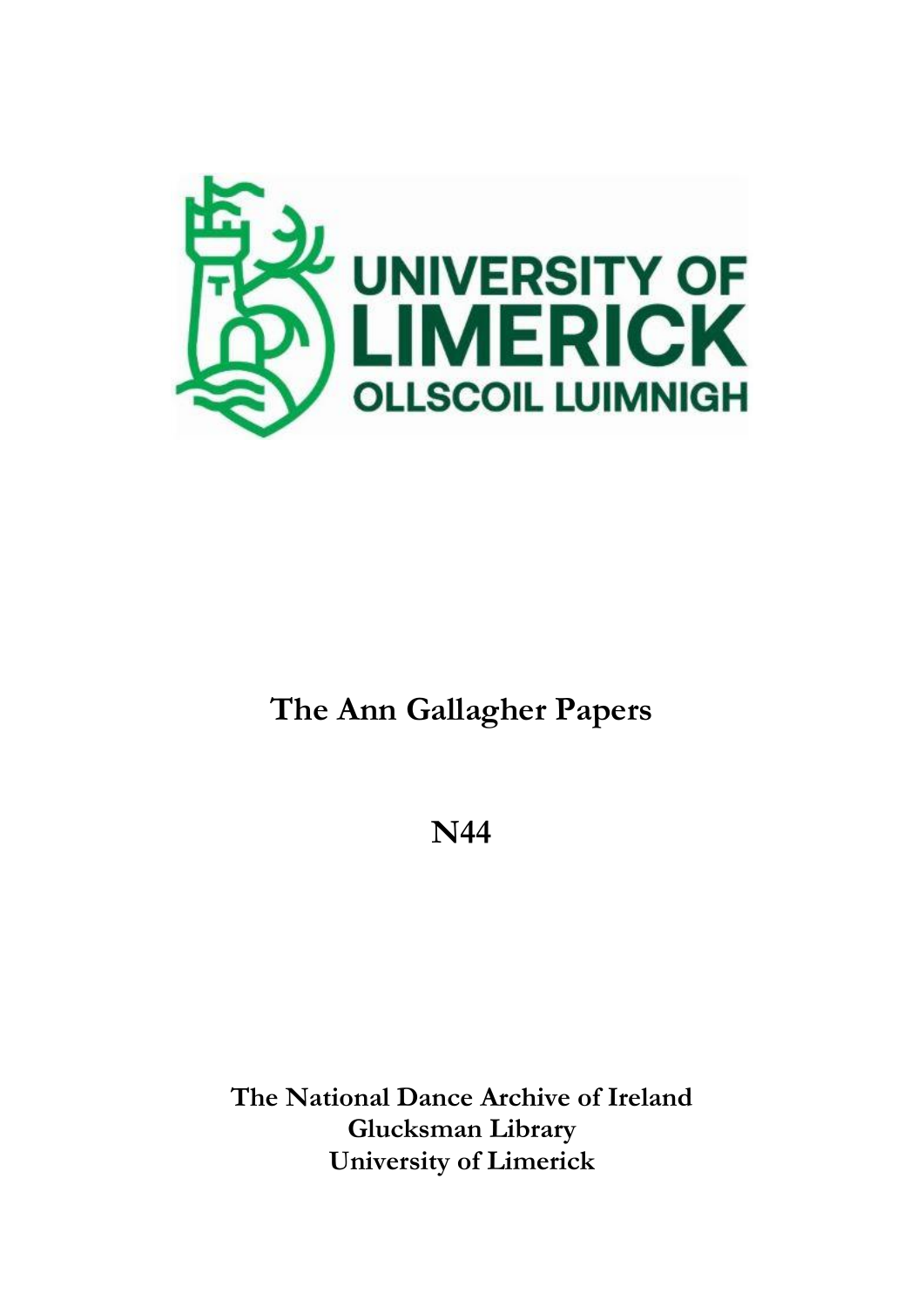UNIVERSITY OF LIMERICK
OLLSCOIL LUIMNIGH

# The Ann Gallagher Papers

## N44

**The National Dance Archive of Ireland**
**Glucksman Library**
**University of Limerick**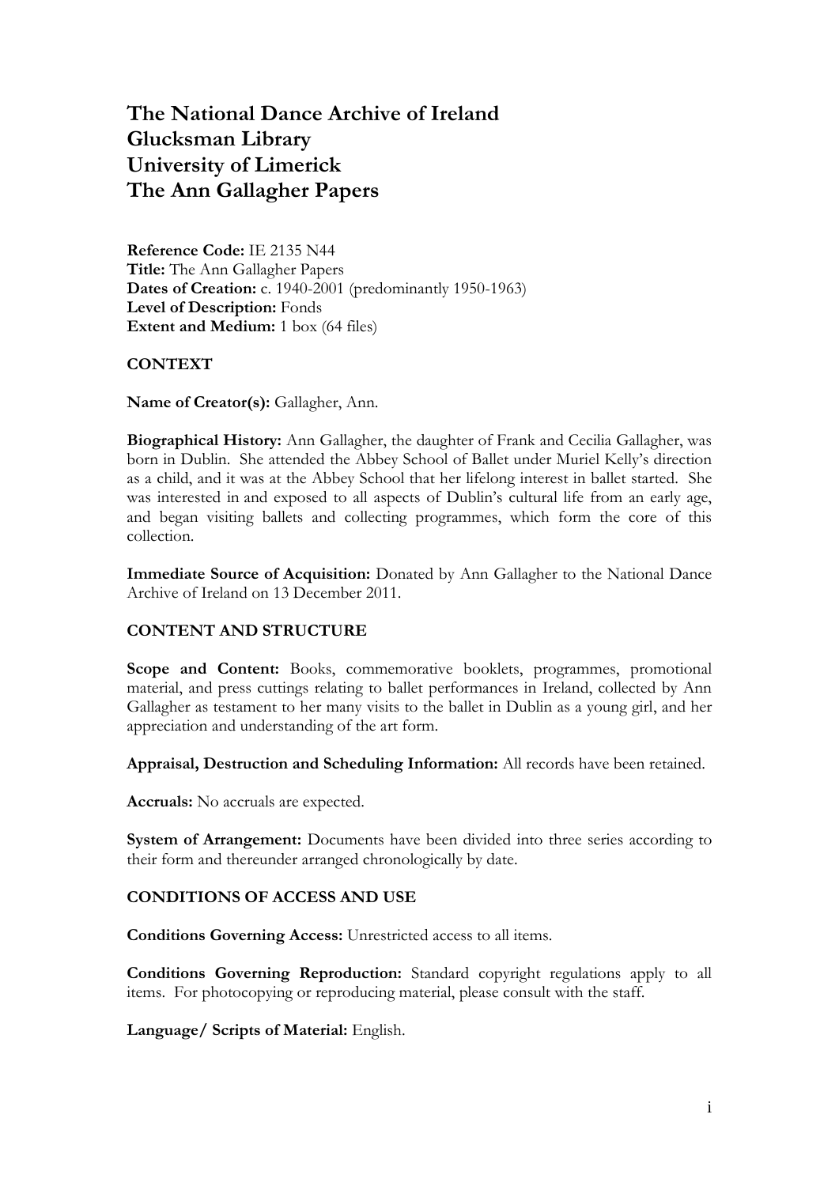# The National Dance Archive of Ireland
# Glucksman Library
# University of Limerick
# The Ann Gallagher Papers

**Reference Code:** IE 2135 N44
**Title:** The Ann Gallagher Papers
**Dates of Creation:** c. 1940-2001 (predominantly 1950-1963)
**Level of Description:** Fonds
**Extent and Medium:** 1 box (64 files)

**CONTEXT**

**Name of Creator(s):** Gallagher, Ann.

**Biographical History:** Ann Gallagher, the daughter of Frank and Cecilia Gallagher, was born in Dublin. She attended the Abbey School of Ballet under Muriel Kelly's direction as a child, and it was at the Abbey School that her lifelong interest in ballet started. She was interested in and exposed to all aspects of Dublin's cultural life from an early age, and began visiting ballets and collecting programmes, which form the core of this collection.

**Immediate Source of Acquisition:** Donated by Ann Gallagher to the National Dance Archive of Ireland on 13 December 2011.

**CONTENT AND STRUCTURE**

**Scope and Content:** Books, commemorative booklets, programmes, promotional material, and press cuttings relating to ballet performances in Ireland, collected by Ann Gallagher as testament to her many visits to the ballet in Dublin as a young girl, and her appreciation and understanding of the art form.

**Appraisal, Destruction and Scheduling Information:** All records have been retained.

**Accruals:** No accruals are expected.

**System of Arrangement:** Documents have been divided into three series according to their form and thereunder arranged chronologically by date.

**CONDITIONS OF ACCESS AND USE**

**Conditions Governing Access:** Unrestricted access to all items.

**Conditions Governing Reproduction:** Standard copyright regulations apply to all items. For photocopying or reproducing material, please consult with the staff.

**Language/ Scripts of Material:** English.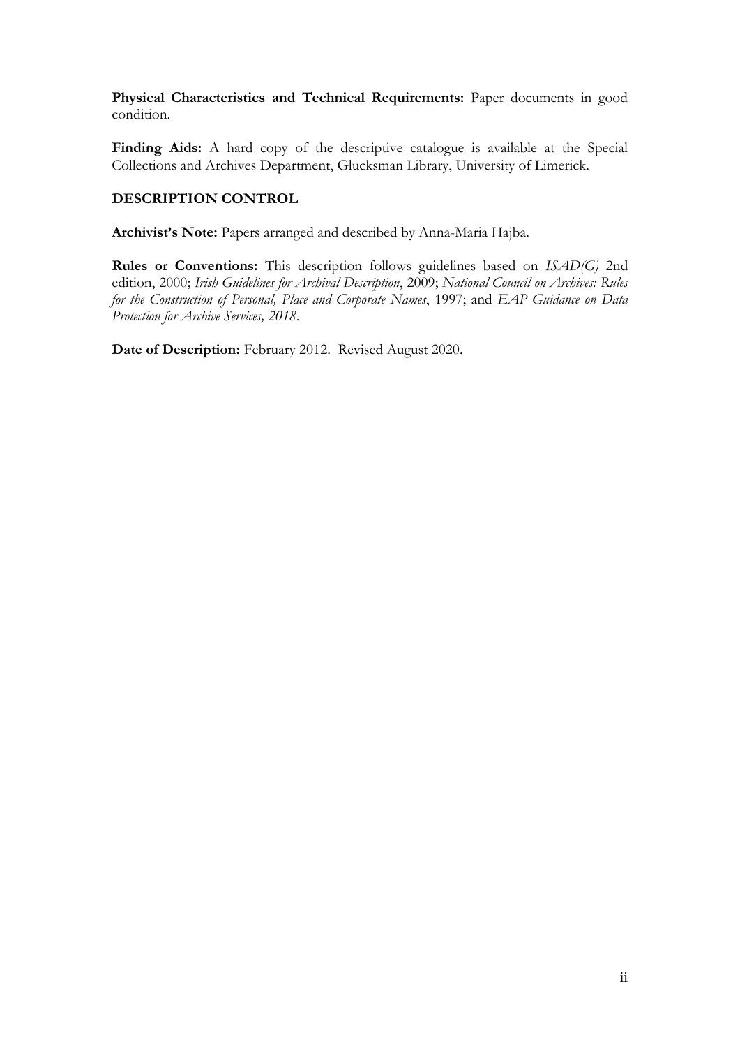**Physical Characteristics and Technical Requirements:** Paper documents in good condition.

**Finding Aids:** A hard copy of the descriptive catalogue is available at the Special Collections and Archives Department, Glucksman Library, University of Limerick.

## DESCRIPTION CONTROL

**Archivist's Note:** Papers arranged and described by Anna-Maria Hajba.

**Rules or Conventions:** This description follows guidelines based on *ISAD(G)* 2nd edition, 2000; *Irish Guidelines for Archival Description*, 2009; *National Council on Archives: Rules for the Construction of Personal, Place and Corporate Names*, 1997; and *EAP Guidance on Data Protection for Archive Services, 2018*.

**Date of Description:** February 2012. Revised August 2020.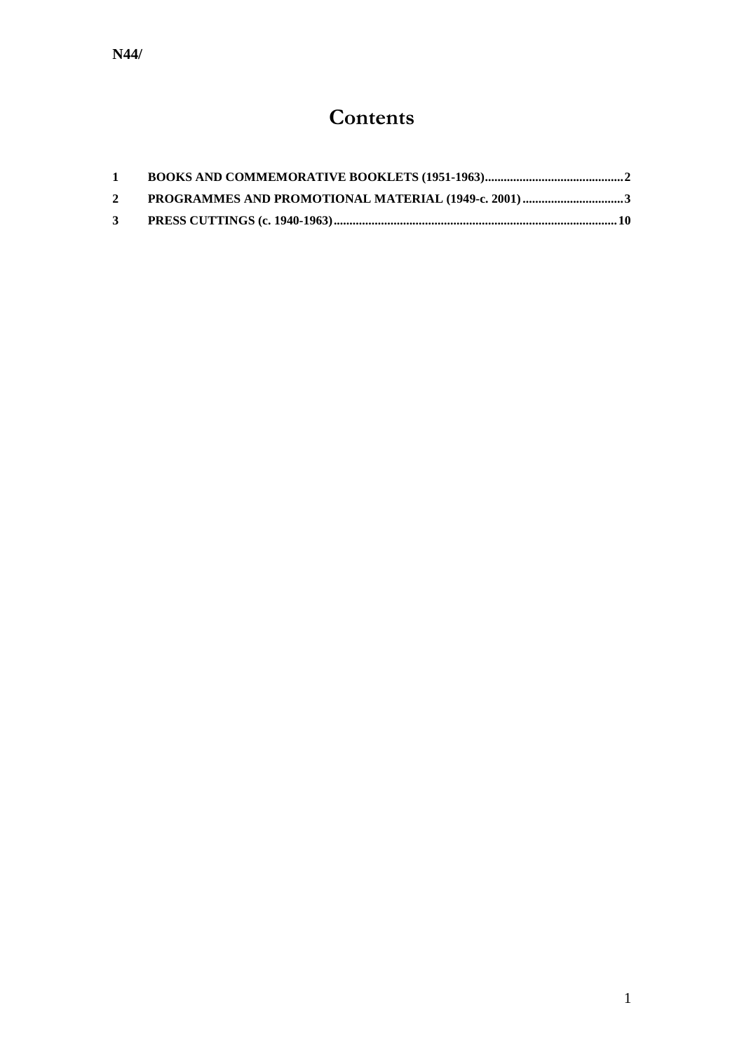N44/

# Contents

1 BOOKS AND COMMEMORATIVE BOOKLETS (1951-1963)............................................2

2 PROGRAMMES AND PROMOTIONAL MATERIAL (1949-c. 2001)................................3

3 PRESS CUTTINGS (c. 1940-1963)........................................................................................10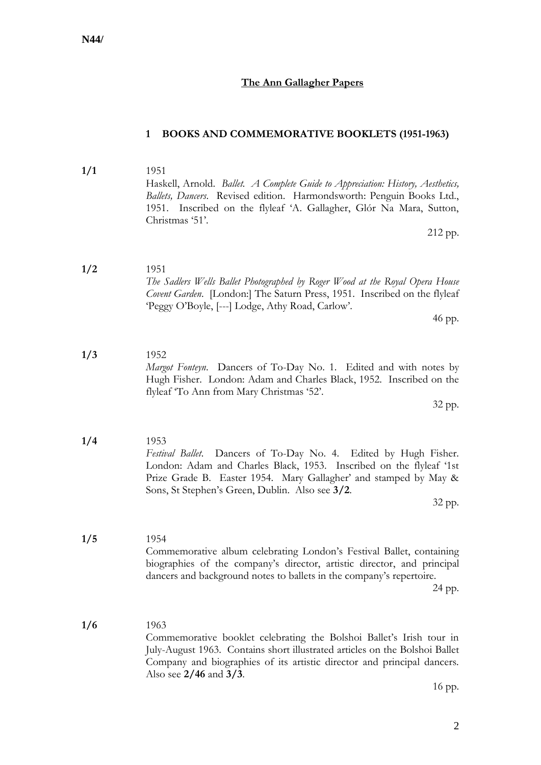**N44/**

# The Ann Gallagher Papers

## 1 BOOKS AND COMMEMORATIVE BOOKLETS (1951-1963)

**1/1** 1951

Haskell, Arnold. *Ballet. A Complete Guide to Appreciation: History, Aesthetics, Ballets, Dancers*. Revised edition. Harmondsworth: Penguin Books Ltd., 1951. Inscribed on the flyleaf 'A. Gallagher, Glór Na Mara, Sutton, Christmas '51'.

212 pp.

**1/2** 1951

*The Sadlers Wells Ballet Photographed by Roger Wood at the Royal Opera House Covent Garden*. [London:] The Saturn Press, 1951. Inscribed on the flyleaf 'Peggy O'Boyle, [---] Lodge, Athy Road, Carlow'.

46 pp.

**1/3** 1952

*Margot Fonteyn*. Dancers of To-Day No. 1. Edited and with notes by Hugh Fisher. London: Adam and Charles Black, 1952. Inscribed on the flyleaf 'To Ann from Mary Christmas '52'.

32 pp.

**1/4** 1953

*Festival Ballet*. Dancers of To-Day No. 4. Edited by Hugh Fisher. London: Adam and Charles Black, 1953. Inscribed on the flyleaf '1st Prize Grade B. Easter 1954. Mary Gallagher' and stamped by May & Sons, St Stephen's Green, Dublin. Also see **3/2**.

32 pp.

**1/5** 1954

Commemorative album celebrating London's Festival Ballet, containing biographies of the company's director, artistic director, and principal dancers and background notes to ballets in the company's repertoire.

24 pp.

**1/6** 1963

Commemorative booklet celebrating the Bolshoi Ballet's Irish tour in July-August 1963. Contains short illustrated articles on the Bolshoi Ballet Company and biographies of its artistic director and principal dancers. Also see **2/46** and **3/3**.

16 pp.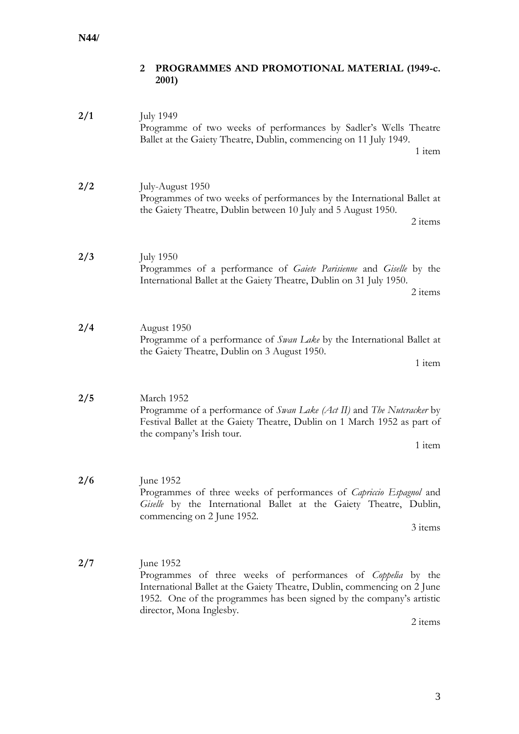N44/

## 2 PROGRAMMES AND PROMOTIONAL MATERIAL (1949-c. 2001)

**2/1** July 1949

Programme of two weeks of performances by Sadler's Wells Theatre Ballet at the Gaiety Theatre, Dublin, commencing on 11 July 1949.

1 item

**2/2** July-August 1950

Programmes of two weeks of performances by the International Ballet at the Gaiety Theatre, Dublin between 10 July and 5 August 1950.

2 items

**2/3** July 1950

Programmes of a performance of *Gaiete Parisienne* and *Giselle* by the International Ballet at the Gaiety Theatre, Dublin on 31 July 1950.

2 items

**2/4** August 1950

Programme of a performance of *Swan Lake* by the International Ballet at the Gaiety Theatre, Dublin on 3 August 1950.

1 item

**2/5** March 1952

Programme of a performance of *Swan Lake (Act II)* and *The Nutcracker* by Festival Ballet at the Gaiety Theatre, Dublin on 1 March 1952 as part of the company's Irish tour.

1 item

**2/6** June 1952

Programmes of three weeks of performances of *Capriccio Espagnol* and *Giselle* by the International Ballet at the Gaiety Theatre, Dublin, commencing on 2 June 1952.

3 items

**2/7** June 1952

Programmes of three weeks of performances of *Coppelia* by the International Ballet at the Gaiety Theatre, Dublin, commencing on 2 June 1952. One of the programmes has been signed by the company's artistic director, Mona Inglesby.

2 items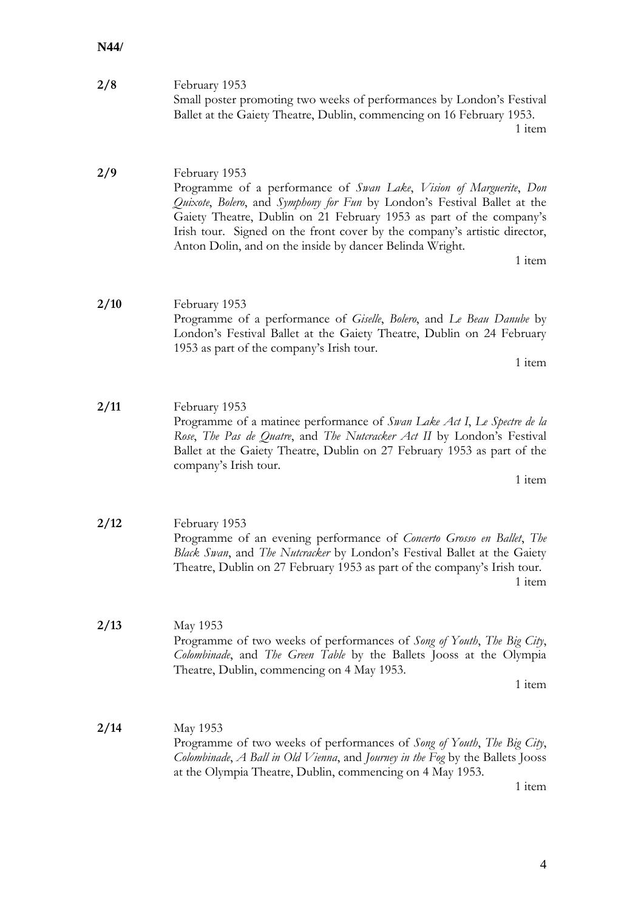**N44/**

**2/8** February 1953
Small poster promoting two weeks of performances by London's Festival Ballet at the Gaiety Theatre, Dublin, commencing on 16 February 1953.
1 item

**2/9** February 1953
Programme of a performance of *Swan Lake*, *Vision of Marguerite*, *Don Quixote*, *Bolero*, and *Symphony for Fun* by London's Festival Ballet at the Gaiety Theatre, Dublin on 21 February 1953 as part of the company's Irish tour. Signed on the front cover by the company's artistic director, Anton Dolin, and on the inside by dancer Belinda Wright.
1 item

**2/10** February 1953
Programme of a performance of *Giselle*, *Bolero*, and *Le Beau Danube* by London's Festival Ballet at the Gaiety Theatre, Dublin on 24 February 1953 as part of the company's Irish tour.
1 item

**2/11** February 1953
Programme of a matinee performance of *Swan Lake Act I*, *Le Spectre de la Rose*, *The Pas de Quatre*, and *The Nutcracker Act II* by London's Festival Ballet at the Gaiety Theatre, Dublin on 27 February 1953 as part of the company's Irish tour.
1 item

**2/12** February 1953
Programme of an evening performance of *Concerto Grosso en Ballet*, *The Black Swan*, and *The Nutcracker* by London's Festival Ballet at the Gaiety Theatre, Dublin on 27 February 1953 as part of the company's Irish tour.
1 item

**2/13** May 1953
Programme of two weeks of performances of *Song of Youth*, *The Big City*, *Colombinade*, and *The Green Table* by the Ballets Jooss at the Olympia Theatre, Dublin, commencing on 4 May 1953.
1 item

**2/14** May 1953
Programme of two weeks of performances of *Song of Youth*, *The Big City*, *Colombinade*, *A Ball in Old Vienna*, and *Journey in the Fog* by the Ballets Jooss at the Olympia Theatre, Dublin, commencing on 4 May 1953.
1 item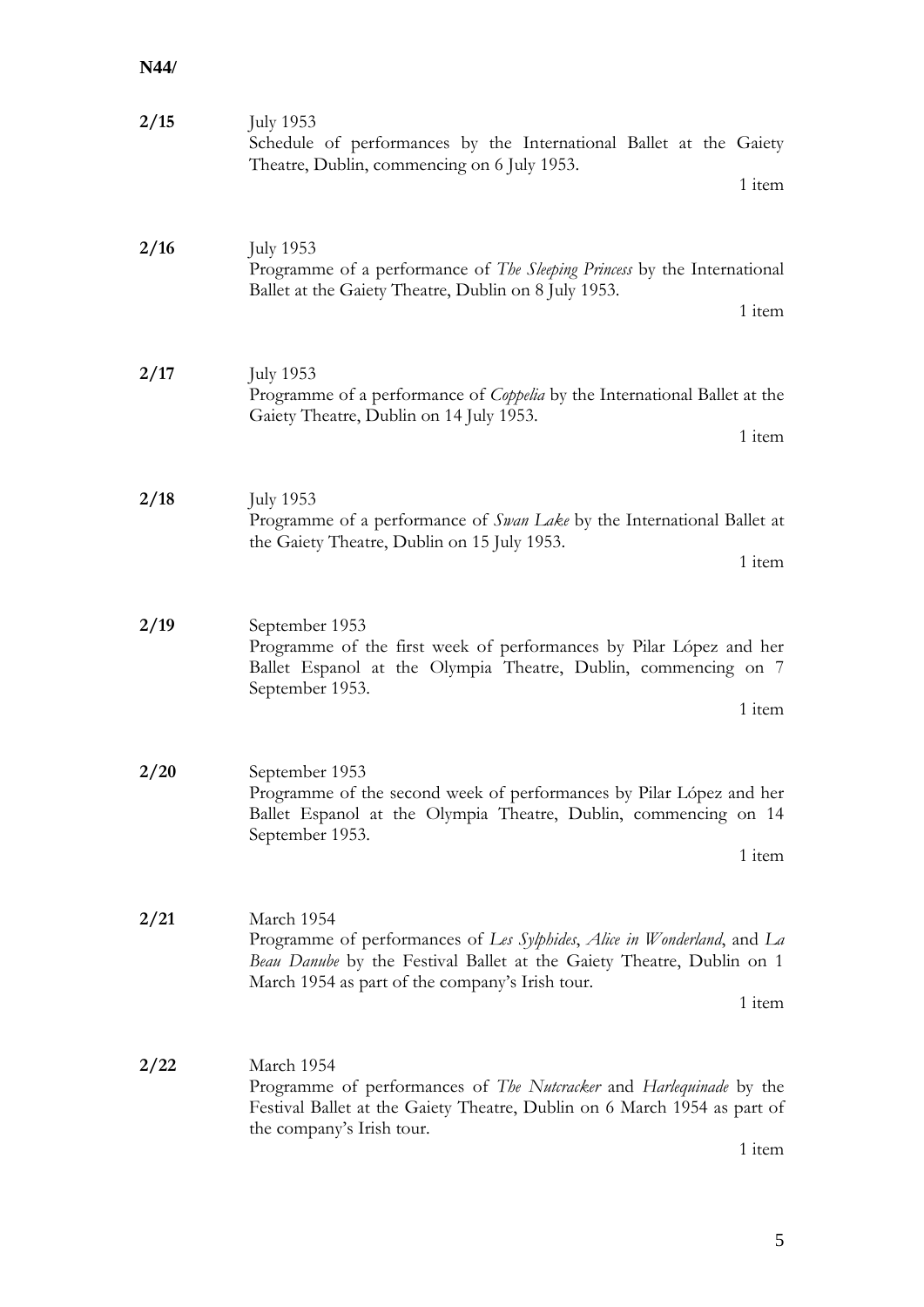**N44/**

**2/15** July 1953
Schedule of performances by the International Ballet at the Gaiety Theatre, Dublin, commencing on 6 July 1953.
1 item

**2/16** July 1953
Programme of a performance of *The Sleeping Princess* by the International Ballet at the Gaiety Theatre, Dublin on 8 July 1953.
1 item

**2/17** July 1953
Programme of a performance of *Coppelia* by the International Ballet at the Gaiety Theatre, Dublin on 14 July 1953.
1 item

**2/18** July 1953
Programme of a performance of *Swan Lake* by the International Ballet at the Gaiety Theatre, Dublin on 15 July 1953.
1 item

**2/19** September 1953
Programme of the first week of performances by Pilar López and her Ballet Espanol at the Olympia Theatre, Dublin, commencing on 7 September 1953.
1 item

**2/20** September 1953
Programme of the second week of performances by Pilar López and her Ballet Espanol at the Olympia Theatre, Dublin, commencing on 14 September 1953.
1 item

**2/21** March 1954
Programme of performances of *Les Sylphides*, *Alice in Wonderland*, and *La Beau Danube* by the Festival Ballet at the Gaiety Theatre, Dublin on 1 March 1954 as part of the company's Irish tour.
1 item

**2/22** March 1954
Programme of performances of *The Nutcracker* and *Harlequinade* by the Festival Ballet at the Gaiety Theatre, Dublin on 6 March 1954 as part of the company's Irish tour.
1 item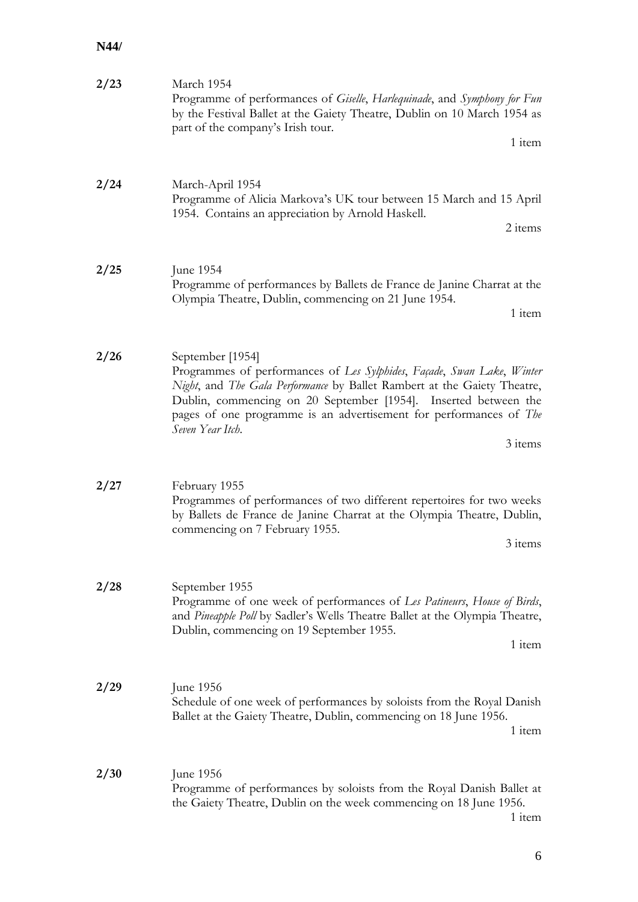**N44/**

| | |
|---|---|
| **2/23** | March 1954<br>Programme of performances of *Giselle*, *Harlequinade*, and *Symphony for Fun* by the Festival Ballet at the Gaiety Theatre, Dublin on 10 March 1954 as part of the company's Irish tour.<br>1 item |
| **2/24** | March-April 1954<br>Programme of Alicia Markova's UK tour between 15 March and 15 April 1954. Contains an appreciation by Arnold Haskell.<br>2 items |
| **2/25** | June 1954<br>Programme of performances by Ballets de France de Janine Charrat at the Olympia Theatre, Dublin, commencing on 21 June 1954.<br>1 item |
| **2/26** | September [1954]<br>Programmes of performances of *Les Sylphides*, *Façade*, *Swan Lake*, *Winter Night*, and *The Gala Performance* by Ballet Rambert at the Gaiety Theatre, Dublin, commencing on 20 September [1954]. Inserted between the pages of one programme is an advertisement for performances of *The Seven Year Itch*.<br>3 items |
| **2/27** | February 1955<br>Programmes of performances of two different repertoires for two weeks by Ballets de France de Janine Charrat at the Olympia Theatre, Dublin, commencing on 7 February 1955.<br>3 items |
| **2/28** | September 1955<br>Programme of one week of performances of *Les Patineurs*, *House of Birds*, and *Pineapple Poll* by Sadler's Wells Theatre Ballet at the Olympia Theatre, Dublin, commencing on 19 September 1955.<br>1 item |
| **2/29** | June 1956<br>Schedule of one week of performances by soloists from the Royal Danish Ballet at the Gaiety Theatre, Dublin, commencing on 18 June 1956.<br>1 item |
| **2/30** | June 1956<br>Programme of performances by soloists from the Royal Danish Ballet at the Gaiety Theatre, Dublin on the week commencing on 18 June 1956.<br>1 item |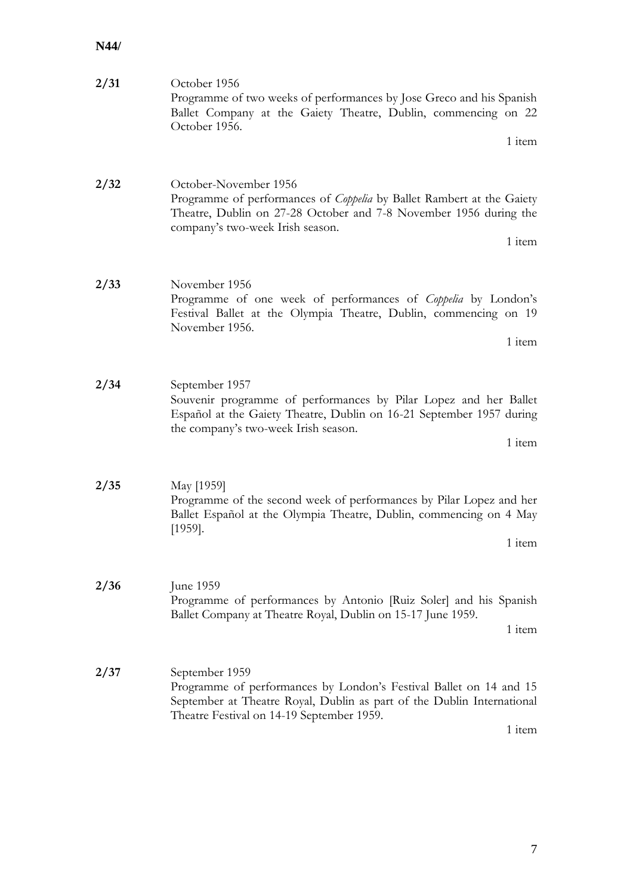**N44/**

**2/31** October 1956
Programme of two weeks of performances by Jose Greco and his Spanish Ballet Company at the Gaiety Theatre, Dublin, commencing on 22 October 1956.
1 item

**2/32** October-November 1956
Programme of performances of *Coppelia* by Ballet Rambert at the Gaiety Theatre, Dublin on 27-28 October and 7-8 November 1956 during the company's two-week Irish season.
1 item

**2/33** November 1956
Programme of one week of performances of *Coppelia* by London's Festival Ballet at the Olympia Theatre, Dublin, commencing on 19 November 1956.
1 item

**2/34** September 1957
Souvenir programme of performances by Pilar Lopez and her Ballet Español at the Gaiety Theatre, Dublin on 16-21 September 1957 during the company's two-week Irish season.
1 item

**2/35** May [1959]
Programme of the second week of performances by Pilar Lopez and her Ballet Español at the Olympia Theatre, Dublin, commencing on 4 May [1959].
1 item

**2/36** June 1959
Programme of performances by Antonio [Ruiz Soler] and his Spanish Ballet Company at Theatre Royal, Dublin on 15-17 June 1959.
1 item

**2/37** September 1959
Programme of performances by London's Festival Ballet on 14 and 15 September at Theatre Royal, Dublin as part of the Dublin International Theatre Festival on 14-19 September 1959.
1 item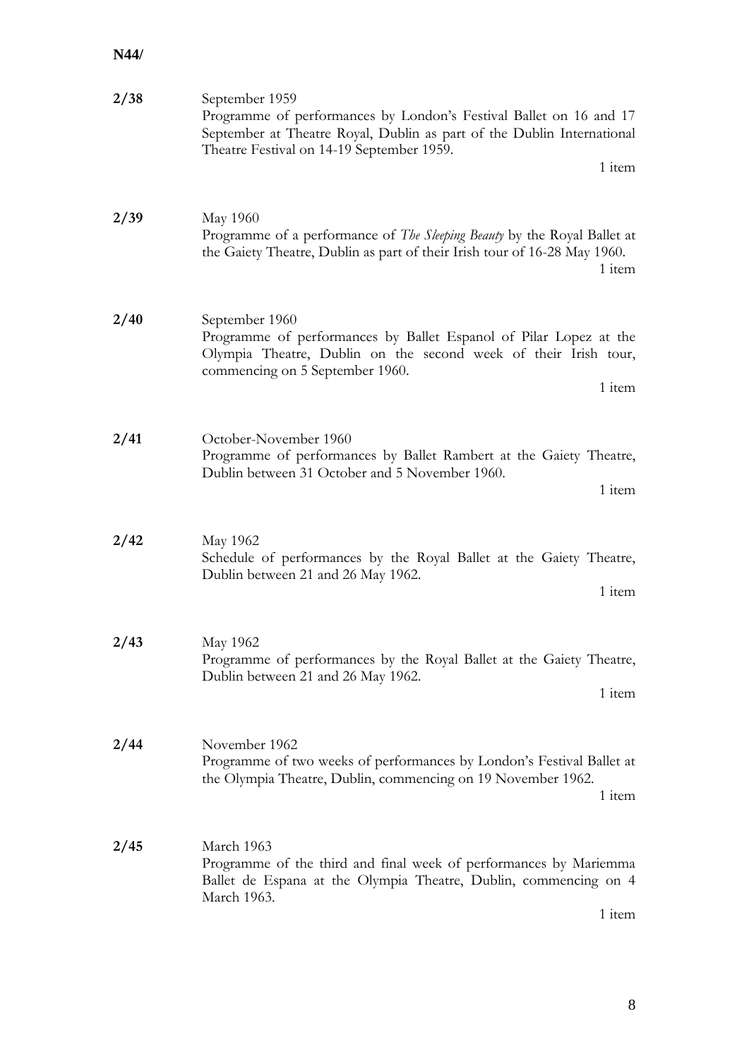**N44/**

**2/38** September 1959
Programme of performances by London's Festival Ballet on 16 and 17 September at Theatre Royal, Dublin as part of the Dublin International Theatre Festival on 14-19 September 1959.
1 item

**2/39** May 1960
Programme of a performance of *The Sleeping Beauty* by the Royal Ballet at the Gaiety Theatre, Dublin as part of their Irish tour of 16-28 May 1960.
1 item

**2/40** September 1960
Programme of performances by Ballet Espanol of Pilar Lopez at the Olympia Theatre, Dublin on the second week of their Irish tour, commencing on 5 September 1960.
1 item

**2/41** October-November 1960
Programme of performances by Ballet Rambert at the Gaiety Theatre, Dublin between 31 October and 5 November 1960.
1 item

**2/42** May 1962
Schedule of performances by the Royal Ballet at the Gaiety Theatre, Dublin between 21 and 26 May 1962.
1 item

**2/43** May 1962
Programme of performances by the Royal Ballet at the Gaiety Theatre, Dublin between 21 and 26 May 1962.
1 item

**2/44** November 1962
Programme of two weeks of performances by London's Festival Ballet at the Olympia Theatre, Dublin, commencing on 19 November 1962.
1 item

**2/45** March 1963
Programme of the third and final week of performances by Mariemma Ballet de Espana at the Olympia Theatre, Dublin, commencing on 4 March 1963.
1 item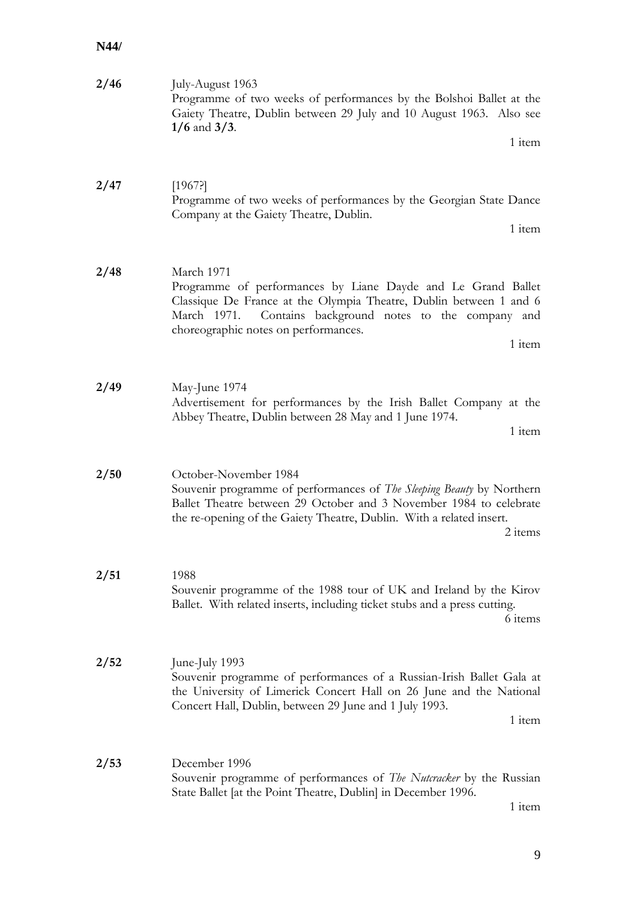**N44/**

**2/46** July-August 1963

Programme of two weeks of performances by the Bolshoi Ballet at the Gaiety Theatre, Dublin between 29 July and 10 August 1963. Also see **1/6** and **3/3**.

1 item

**2/47** [1967?]

Programme of two weeks of performances by the Georgian State Dance Company at the Gaiety Theatre, Dublin.

1 item

**2/48** March 1971

Programme of performances by Liane Dayde and Le Grand Ballet Classique De France at the Olympia Theatre, Dublin between 1 and 6 March 1971. Contains background notes to the company and choreographic notes on performances.

1 item

**2/49** May-June 1974

Advertisement for performances by the Irish Ballet Company at the Abbey Theatre, Dublin between 28 May and 1 June 1974.

1 item

**2/50** October-November 1984

Souvenir programme of performances of *The Sleeping Beauty* by Northern Ballet Theatre between 29 October and 3 November 1984 to celebrate the re-opening of the Gaiety Theatre, Dublin. With a related insert.

2 items

**2/51** 1988

Souvenir programme of the 1988 tour of UK and Ireland by the Kirov Ballet. With related inserts, including ticket stubs and a press cutting.

6 items

**2/52** June-July 1993

Souvenir programme of performances of a Russian-Irish Ballet Gala at the University of Limerick Concert Hall on 26 June and the National Concert Hall, Dublin, between 29 June and 1 July 1993.

1 item

**2/53** December 1996

Souvenir programme of performances of *The Nutcracker* by the Russian State Ballet [at the Point Theatre, Dublin] in December 1996.

1 item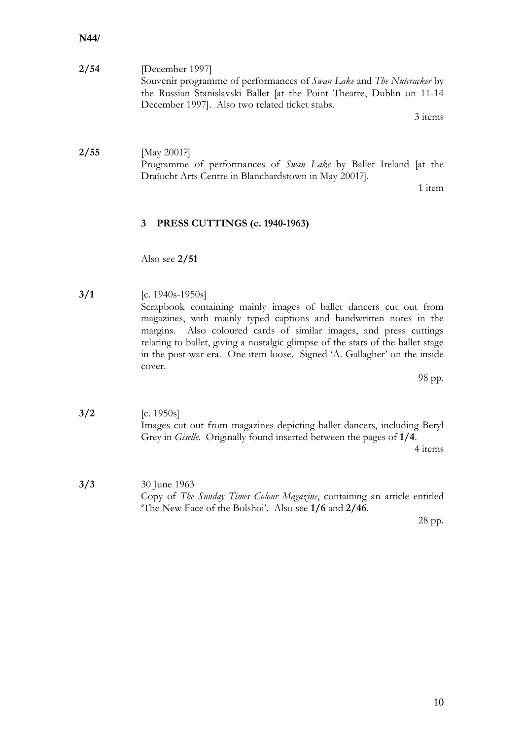**N44/**

**2/54** [December 1997]
Souvenir programme of performances of *Swan Lake* and *The Nutcracker* by the Russian Stanislavski Ballet [at the Point Theatre, Dublin on 11-14 December 1997]. Also two related ticket stubs.
3 items

**2/55** [May 2001?]
Programme of performances of *Swan Lake* by Ballet Ireland [at the Draíocht Arts Centre in Blanchardstown in May 2001?].
1 item

## 3 PRESS CUTTINGS (c. 1940-1963)

Also see **2/51**

**3/1** [c. 1940s-1950s]
Scrapbook containing mainly images of ballet dancers cut out from magazines, with mainly typed captions and handwritten notes in the margins. Also coloured cards of similar images, and press cuttings relating to ballet, giving a nostalgic glimpse of the stars of the ballet stage in the post-war era. One item loose. Signed 'A. Gallagher' on the inside cover.
98 pp.

**3/2** [c. 1950s]
Images cut out from magazines depicting ballet dancers, including Beryl Grey in *Giselle*. Originally found inserted between the pages of **1/4**.
4 items

**3/3** 30 June 1963
Copy of *The Sunday Times Colour Magazine*, containing an article entitled 'The New Face of the Bolshoi'. Also see **1/6** and **2/46**.
28 pp.